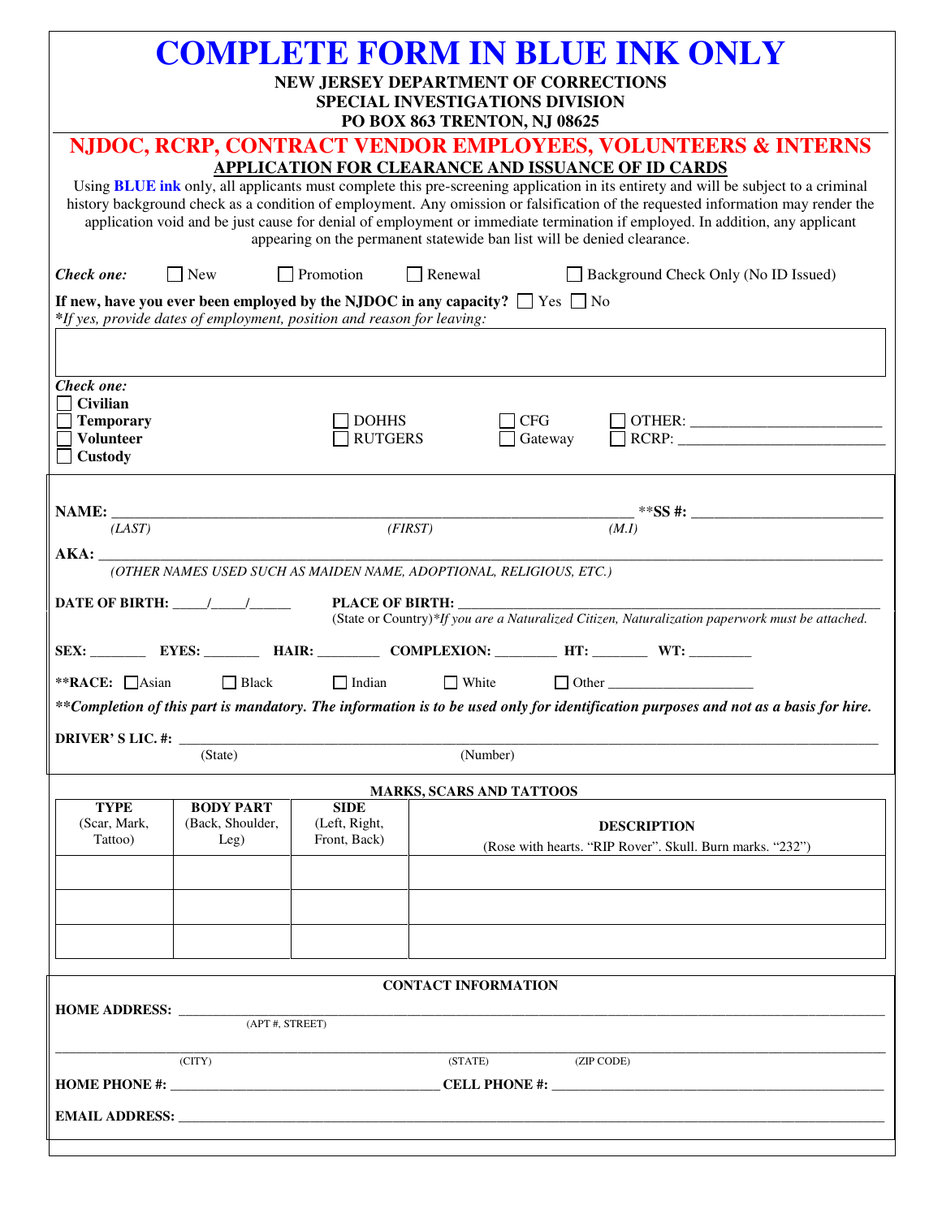# COMPLETE FORM IN BLUE INK ONLY

**NEW JERSEY DEPARTMENT OF CORRECTIONS**
**SPECIAL INVESTIGATIONS DIVISION**
**PO BOX 863 TRENTON, NJ 08625**

## NJDOC, RCRP, CONTRACT VENDOR EMPLOYEES, VOLUNTEERS & INTERNS

**APPLICATION FOR CLEARANCE AND ISSUANCE OF ID CARDS**

Using **BLUE ink** only, all applicants must complete this pre-screening application in its entirety and will be subject to a criminal history background check as a condition of employment. Any omission or falsification of the requested information may render the application void and be just cause for denial of employment or immediate termination if employed. In addition, any applicant appearing on the permanent statewide ban list will be denied clearance.

***Check one:*** ☐ New ☐ Promotion ☐ Renewal ☐ Background Check Only (No ID Issued)

**If new, have you ever been employed by the NJDOC in any capacity?** ☐ Yes ☐ No
**\****If yes, provide dates of employment, position and reason for leaving:*

***Check one:***
☐ **Civilian**
☐ **Temporary** ☐ DOHHS ☐ CFG ☐ OTHER: ____________________
☐ **Volunteer** ☐ RUTGERS ☐ Gateway ☐ RCRP: ____________________
☐ **Custody**

**NAME:** ______________________________________________ **\*\*SS #:** ____________________
*(LAST)* *(FIRST)* *(M.I)*

**AKA:** ______________________________________________
*(OTHER NAMES USED SUCH AS MAIDEN NAME, ADOPTIONAL, RELIGIOUS, ETC.)*

**DATE OF BIRTH:** _____/_____/______ **PLACE OF BIRTH:** ______________________________
(State or Country)*\*If you are a Naturalized Citizen, Naturalization paperwork must be attached.*

**SEX:** ________ **EYES:** ________ **HAIR:** ________ **COMPLEXION:** ________ **HT:** ________ **WT:** ________

**\*\*RACE:** ☐ Asian ☐ Black ☐ Indian ☐ White ☐ Other ____________________

***\*\*Completion of this part is mandatory. The information is to be used only for identification purposes and not as a basis for hire.***

**DRIVER' S LIC. #:** ______________________________________________
(State) (Number)

**MARKS, SCARS AND TATTOOS**

| **TYPE** (Scar, Mark, Tattoo) | **BODY PART** (Back, Shoulder, Leg) | **SIDE** (Left, Right, Front, Back) | **DESCRIPTION** (Rose with hearts. "RIP Rover". Skull. Burn marks. "232") |
|---|---|---|---|
| | | | |
| | | | |
| | | | |

**CONTACT INFORMATION**

**HOME ADDRESS:** ______________________________________________
(APT #, STREET)

______________________________________________
(CITY) (STATE) (ZIP CODE)

**HOME PHONE #:** ______________________ **CELL PHONE #:** ______________________

**EMAIL ADDRESS:** ______________________________________________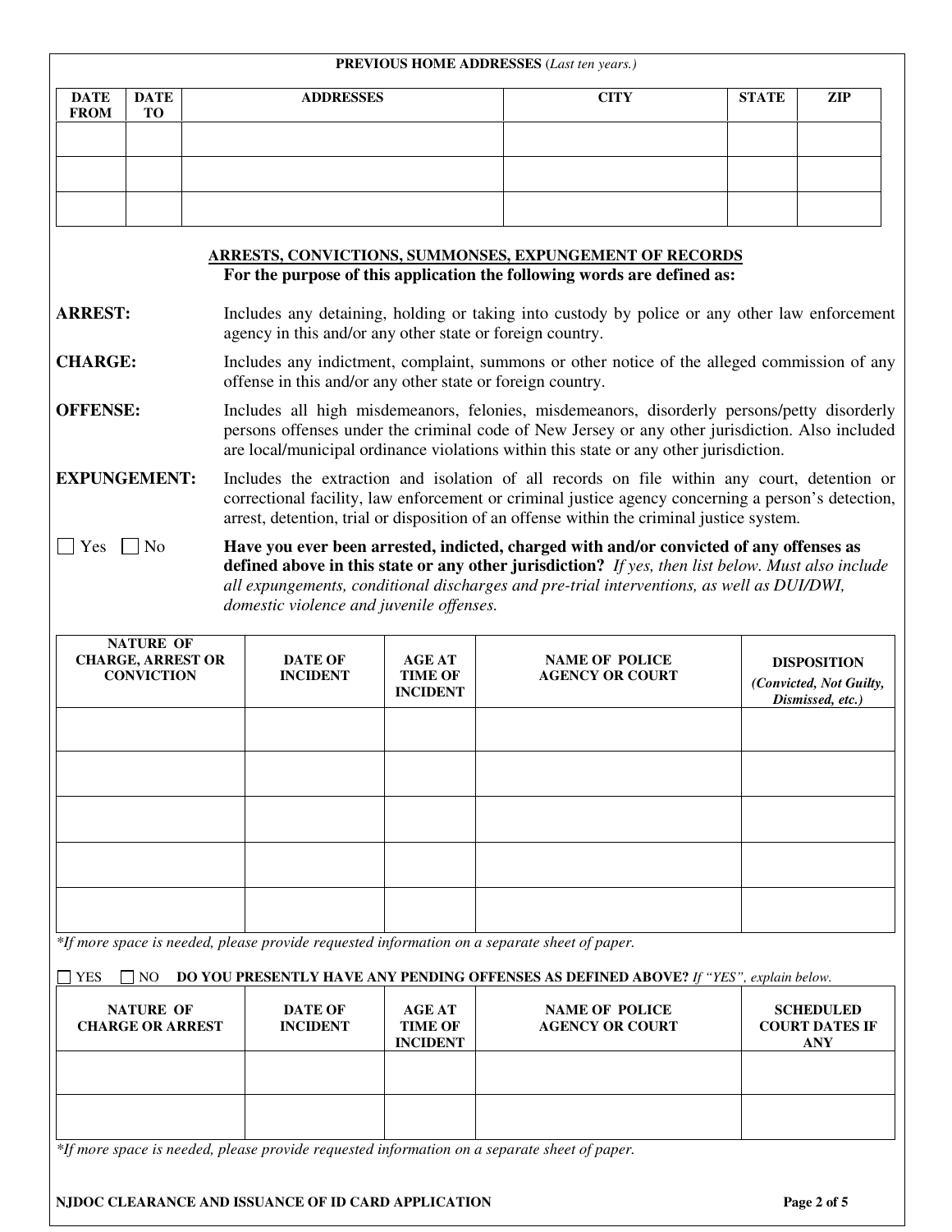**PREVIOUS HOME ADDRESSES** (*Last ten years.*)

| DATE FROM | DATE TO | ADDRESSES | CITY | STATE | ZIP |
|---|---|---|---|---|---|
| | | | | | |
| | | | | | |
| | | | | | |

## ARRESTS, CONVICTIONS, SUMMONSES, EXPUNGEMENT OF RECORDS

**For the purpose of this application the following words are defined as:**

**ARREST:** Includes any detaining, holding or taking into custody by police or any other law enforcement agency in this and/or any other state or foreign country.

**CHARGE:** Includes any indictment, complaint, summons or other notice of the alleged commission of any offense in this and/or any other state or foreign country.

**OFFENSE:** Includes all high misdemeanors, felonies, misdemeanors, disorderly persons/petty disorderly persons offenses under the criminal code of New Jersey or any other jurisdiction. Also included are local/municipal ordinance violations within this state or any other jurisdiction.

**EXPUNGEMENT:** Includes the extraction and isolation of all records on file within any court, detention or correctional facility, law enforcement or criminal justice agency concerning a person's detection, arrest, detention, trial or disposition of an offense within the criminal justice system.

☐ Yes ☐ No **Have you ever been arrested, indicted, charged with and/or convicted of any offenses as defined above in this state or any other jurisdiction?** *If yes, then list below. Must also include all expungements, conditional discharges and pre-trial interventions, as well as DUI/DWI, domestic violence and juvenile offenses.*

| NATURE OF CHARGE, ARREST OR CONVICTION | DATE OF INCIDENT | AGE AT TIME OF INCIDENT | NAME OF POLICE AGENCY OR COURT | DISPOSITION *(Convicted, Not Guilty, Dismissed, etc.)* |
|---|---|---|---|---|
| | | | | |
| | | | | |
| | | | | |
| | | | | |
| | | | | |

*\*If more space is needed, please provide requested information on a separate sheet of paper.*

☐ YES ☐ NO **DO YOU PRESENTLY HAVE ANY PENDING OFFENSES AS DEFINED ABOVE?** *If "YES", explain below.*

| NATURE OF CHARGE OR ARREST | DATE OF INCIDENT | AGE AT TIME OF INCIDENT | NAME OF POLICE AGENCY OR COURT | SCHEDULED COURT DATES IF ANY |
|---|---|---|---|---|
| | | | | |
| | | | | |

*\*If more space is needed, please provide requested information on a separate sheet of paper.*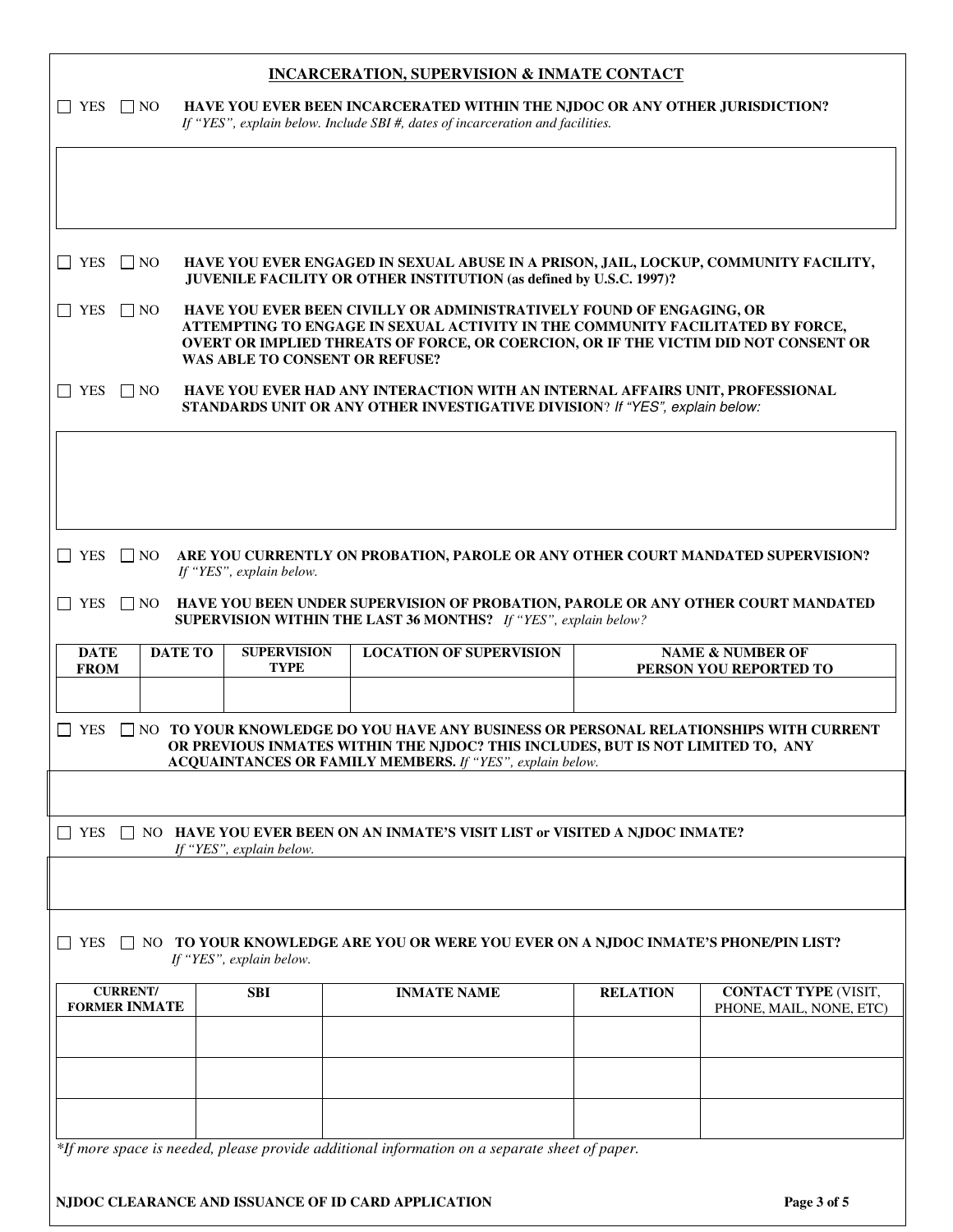## INCARCERATION, SUPERVISION & INMATE CONTACT

☐ YES ☐ NO **HAVE YOU EVER BEEN INCARCERATED WITHIN THE NJDOC OR ANY OTHER JURISDICTION?**
*If "YES", explain below. Include SBI #, dates of incarceration and facilities.*

☐ YES ☐ NO **HAVE YOU EVER ENGAGED IN SEXUAL ABUSE IN A PRISON, JAIL, LOCKUP, COMMUNITY FACILITY, JUVENILE FACILITY OR OTHER INSTITUTION (as defined by U.S.C. 1997)?**

☐ YES ☐ NO **HAVE YOU EVER BEEN CIVILLY OR ADMINISTRATIVELY FOUND OF ENGAGING, OR ATTEMPTING TO ENGAGE IN SEXUAL ACTIVITY IN THE COMMUNITY FACILITATED BY FORCE, OVERT OR IMPLIED THREATS OF FORCE, OR COERCION, OR IF THE VICTIM DID NOT CONSENT OR WAS ABLE TO CONSENT OR REFUSE?**

☐ YES ☐ NO **HAVE YOU EVER HAD ANY INTERACTION WITH AN INTERNAL AFFAIRS UNIT, PROFESSIONAL STANDARDS UNIT OR ANY OTHER INVESTIGATIVE DIVISION**? *If "YES", explain below:*

☐ YES ☐ NO **ARE YOU CURRENTLY ON PROBATION, PAROLE OR ANY OTHER COURT MANDATED SUPERVISION?**
*If "YES", explain below.*

☐ YES ☐ NO **HAVE YOU BEEN UNDER SUPERVISION OF PROBATION, PAROLE OR ANY OTHER COURT MANDATED SUPERVISION WITHIN THE LAST 36 MONTHS?** *If "YES", explain below?*

| DATE FROM | DATE TO | SUPERVISION TYPE | LOCATION OF SUPERVISION | NAME & NUMBER OF PERSON YOU REPORTED TO |
|---|---|---|---|---|
| | | | | |

☐ YES ☐ NO **TO YOUR KNOWLEDGE DO YOU HAVE ANY BUSINESS OR PERSONAL RELATIONSHIPS WITH CURRENT OR PREVIOUS INMATES WITHIN THE NJDOC? THIS INCLUDES, BUT IS NOT LIMITED TO, ANY ACQUAINTANCES OR FAMILY MEMBERS.** *If "YES", explain below.*

☐ YES ☐ NO **HAVE YOU EVER BEEN ON AN INMATE'S VISIT LIST or VISITED A NJDOC INMATE?**
*If "YES", explain below.*

☐ YES ☐ NO **TO YOUR KNOWLEDGE ARE YOU OR WERE YOU EVER ON A NJDOC INMATE'S PHONE/PIN LIST?**
*If "YES", explain below.*

| CURRENT/ FORMER INMATE | SBI | INMATE NAME | RELATION | CONTACT TYPE (VISIT, PHONE, MAIL, NONE, ETC) |
|---|---|---|---|---|
| | | | | |
| | | | | |
| | | | | |

*\*If more space is needed, please provide additional information on a separate sheet of paper.*

**NJDOC CLEARANCE AND ISSUANCE OF ID CARD APPLICATION**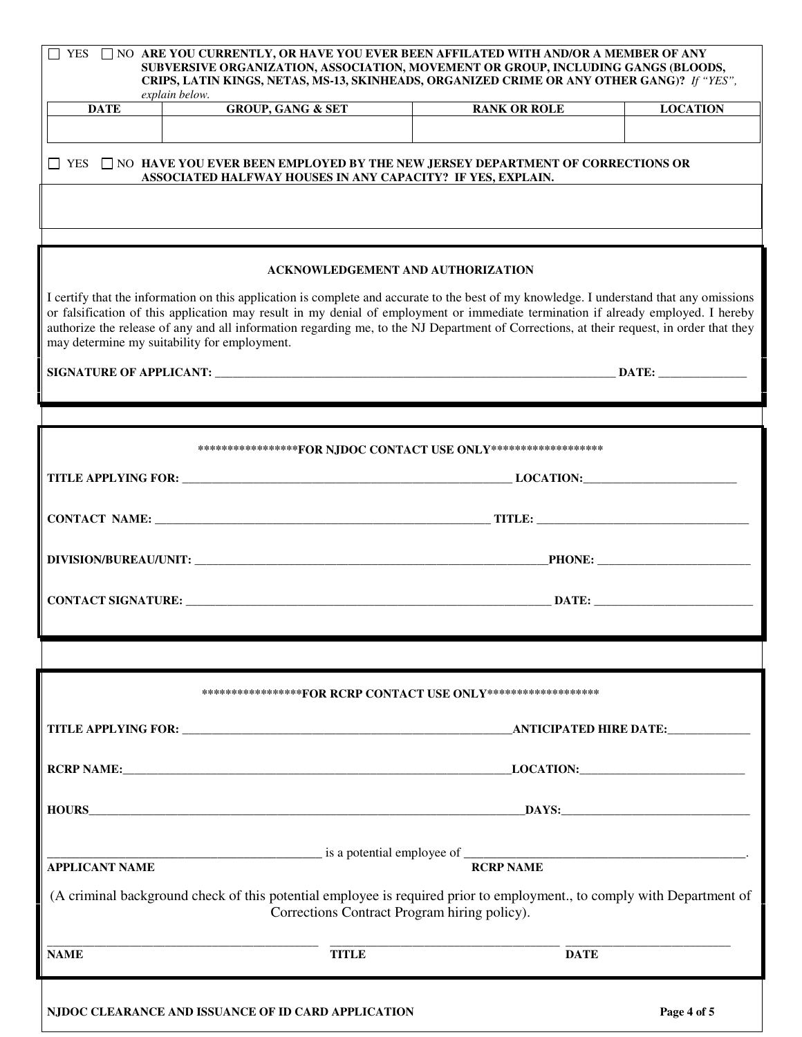☐ YES ☐ NO **ARE YOU CURRENTLY, OR HAVE YOU EVER BEEN AFFILATED WITH AND/OR A MEMBER OF ANY SUBVERSIVE ORGANIZATION, ASSOCIATION, MOVEMENT OR GROUP, INCLUDING GANGS (BLOODS, CRIPS, LATIN KINGS, NETAS, MS-13, SKINHEADS, ORGANIZED CRIME OR ANY OTHER GANG)?** *If "YES", explain below.*

| DATE | GROUP, GANG & SET | RANK OR ROLE | LOCATION |
|---|---|---|---|
| | | | |

☐ YES ☐ NO **HAVE YOU EVER BEEN EMPLOYED BY THE NEW JERSEY DEPARTMENT OF CORRECTIONS OR ASSOCIATED HALFWAY HOUSES IN ANY CAPACITY? IF YES, EXPLAIN.**

**ACKNOWLEDGEMENT AND AUTHORIZATION**

I certify that the information on this application is complete and accurate to the best of my knowledge. I understand that any omissions or falsification of this application may result in my denial of employment or immediate termination if already employed. I hereby authorize the release of any and all information regarding me, to the NJ Department of Corrections, at their request, in order that they may determine my suitability for employment.

**SIGNATURE OF APPLICANT:** ______________________________ **DATE:** ______________

**\*\*\*\*\*\*\*\*\*\*\*\*\*\*\*\*\*FOR NJDOC CONTACT USE ONLY\*\*\*\*\*\*\*\*\*\*\*\*\*\*\*\*\*\*\***

**TITLE APPLYING FOR:** ______________________________ **LOCATION:** ______________

**CONTACT NAME:** ______________________________ **TITLE:** ______________

**DIVISION/BUREAU/UNIT:** ______________________________ **PHONE:** ______________

**CONTACT SIGNATURE:** ______________________________ **DATE:** ______________

**\*\*\*\*\*\*\*\*\*\*\*\*\*\*\*\*\*FOR RCRP CONTACT USE ONLY\*\*\*\*\*\*\*\*\*\*\*\*\*\*\*\*\*\*\***

**TITLE APPLYING FOR:** ______________________________ **ANTICIPATED HIRE DATE:** ______________

**RCRP NAME:** ______________________________ **LOCATION:** ______________

**HOURS** ______________________________ **DAYS:** ______________

______________________________ is a potential employee of ______________________________.
**APPLICANT NAME** **RCRP NAME**

(A criminal background check of this potential employee is required prior to employment., to comply with Department of Corrections Contract Program hiring policy).

______________________________ ______________________________ ______________
**NAME** **TITLE** **DATE**

**NJDOC CLEARANCE AND ISSUANCE OF ID CARD APPLICATION**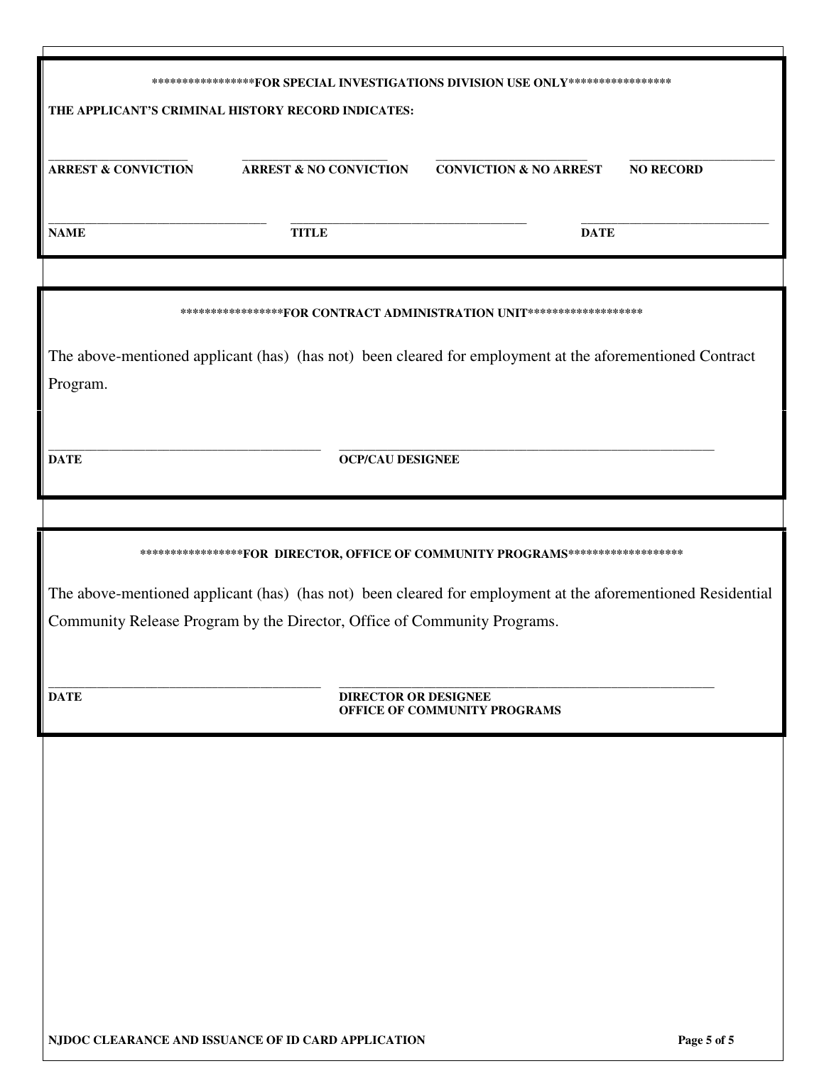**\*\*\*\*\*\*\*\*\*\*\*\*\*\*\*\*\*FOR SPECIAL INVESTIGATIONS DIVISION USE ONLY\*\*\*\*\*\*\*\*\*\*\*\*\*\*\*\*\***

**THE APPLICANT'S CRIMINAL HISTORY RECORD INDICATES:**

| | | | |
|---|---|---|---|
| ____________________ | ____________________ | ____________________ | ____________________ |
| **ARREST & CONVICTION** | **ARREST & NO CONVICTION** | **CONVICTION & NO ARREST** | **NO RECORD** |

| | | |
|---|---|---|
| ______________________________ | ______________________________ | ______________________________ |
| **NAME** | **TITLE** | **DATE** |

---

**\*\*\*\*\*\*\*\*\*\*\*\*\*\*\*\*\*FOR CONTRACT ADMINISTRATION UNIT\*\*\*\*\*\*\*\*\*\*\*\*\*\*\*\*\*\*\***

The above-mentioned applicant (has) (has not) been cleared for employment at the aforementioned Contract Program.

| | |
|---|---|
| ______________________________ | ______________________________ |
| **DATE** | **OCP/CAU DESIGNEE** |

---

**\*\*\*\*\*\*\*\*\*\*\*\*\*\*\*\*\*FOR DIRECTOR, OFFICE OF COMMUNITY PROGRAMS\*\*\*\*\*\*\*\*\*\*\*\*\*\*\*\*\*\*\***

The above-mentioned applicant (has) (has not) been cleared for employment at the aforementioned Residential Community Release Program by the Director, Office of Community Programs.

| | |
|---|---|
| ______________________________ | ______________________________ |
| **DATE** | **DIRECTOR OR DESIGNEE**<br>**OFFICE OF COMMUNITY PROGRAMS** |